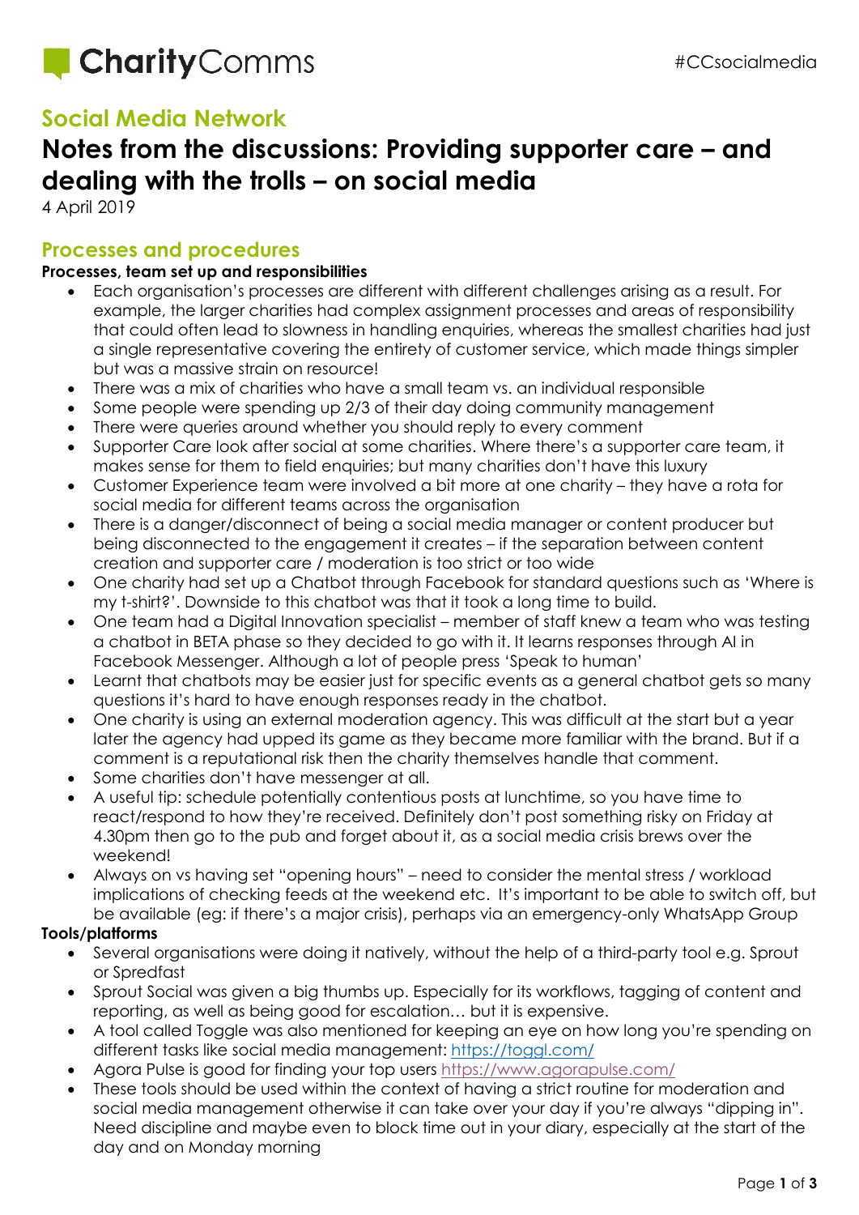CharityComms

#CCsocialmedia

## Social Media Network

# Notes from the discussions: Providing supporter care – and dealing with the trolls – on social media

4 April 2019

## Processes and procedures

**Processes, team set up and responsibilities**

- Each organisation's processes are different with different challenges arising as a result. For example, the larger charities had complex assignment processes and areas of responsibility that could often lead to slowness in handling enquiries, whereas the smallest charities had just a single representative covering the entirety of customer service, which made things simpler but was a massive strain on resource!
- There was a mix of charities who have a small team vs. an individual responsible
- Some people were spending up 2/3 of their day doing community management
- There were queries around whether you should reply to every comment
- Supporter Care look after social at some charities. Where there's a supporter care team, it makes sense for them to field enquiries; but many charities don't have this luxury
- Customer Experience team were involved a bit more at one charity – they have a rota for social media for different teams across the organisation
- There is a danger/disconnect of being a social media manager or content producer but being disconnected to the engagement it creates – if the separation between content creation and supporter care / moderation is too strict or too wide
- One charity had set up a Chatbot through Facebook for standard questions such as 'Where is my t-shirt?'. Downside to this chatbot was that it took a long time to build.
- One team had a Digital Innovation specialist – member of staff knew a team who was testing a chatbot in BETA phase so they decided to go with it. It learns responses through AI in Facebook Messenger. Although a lot of people press 'Speak to human'
- Learnt that chatbots may be easier just for specific events as a general chatbot gets so many questions it's hard to have enough responses ready in the chatbot.
- One charity is using an external moderation agency. This was difficult at the start but a year later the agency had upped its game as they became more familiar with the brand. But if a comment is a reputational risk then the charity themselves handle that comment.
- Some charities don't have messenger at all.
- A useful tip: schedule potentially contentious posts at lunchtime, so you have time to react/respond to how they're received. Definitely don't post something risky on Friday at 4.30pm then go to the pub and forget about it, as a social media crisis brews over the weekend!
- Always on vs having set "opening hours" – need to consider the mental stress / workload implications of checking feeds at the weekend etc. It's important to be able to switch off, but be available (eg: if there's a major crisis), perhaps via an emergency-only WhatsApp Group

**Tools/platforms**

- Several organisations were doing it natively, without the help of a third-party tool e.g. Sprout or Spredfast
- Sprout Social was given a big thumbs up. Especially for its workflows, tagging of content and reporting, as well as being good for escalation… but it is expensive.
- A tool called Toggle was also mentioned for keeping an eye on how long you're spending on different tasks like social media management: https://toggl.com/
- Agora Pulse is good for finding your top users https://www.agorapulse.com/
- These tools should be used within the context of having a strict routine for moderation and social media management otherwise it can take over your day if you're always "dipping in". Need discipline and maybe even to block time out in your diary, especially at the start of the day and on Monday morning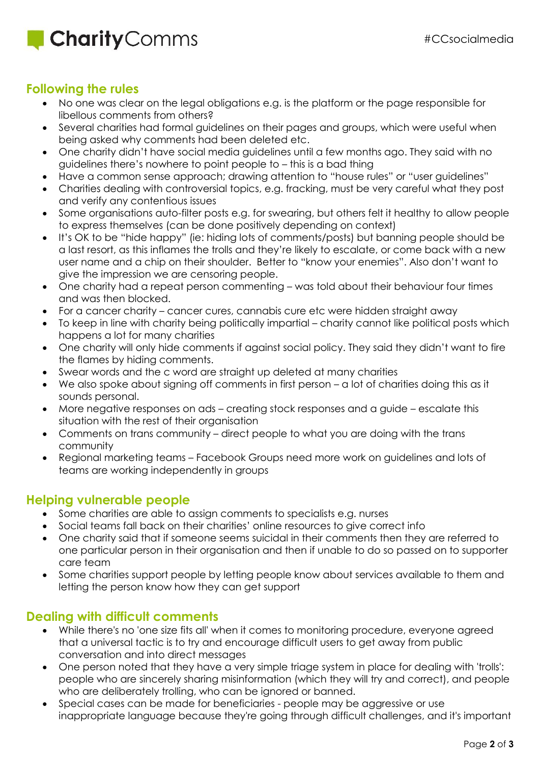## Following the rules

- No one was clear on the legal obligations e.g. is the platform or the page responsible for libellous comments from others?
- Several charities had formal guidelines on their pages and groups, which were useful when being asked why comments had been deleted etc.
- One charity didn't have social media guidelines until a few months ago. They said with no guidelines there's nowhere to point people to – this is a bad thing
- Have a common sense approach; drawing attention to "house rules" or "user guidelines"
- Charities dealing with controversial topics, e.g. fracking, must be very careful what they post and verify any contentious issues
- Some organisations auto-filter posts e.g. for swearing, but others felt it healthy to allow people to express themselves (can be done positively depending on context)
- It's OK to be "hide happy" (ie: hiding lots of comments/posts) but banning people should be a last resort, as this inflames the trolls and they're likely to escalate, or come back with a new user name and a chip on their shoulder. Better to "know your enemies". Also don't want to give the impression we are censoring people.
- One charity had a repeat person commenting – was told about their behaviour four times and was then blocked.
- For a cancer charity – cancer cures, cannabis cure etc were hidden straight away
- To keep in line with charity being politically impartial – charity cannot like political posts which happens a lot for many charities
- One charity will only hide comments if against social policy. They said they didn't want to fire the flames by hiding comments.
- Swear words and the c word are straight up deleted at many charities
- We also spoke about signing off comments in first person – a lot of charities doing this as it sounds personal.
- More negative responses on ads – creating stock responses and a guide – escalate this situation with the rest of their organisation
- Comments on trans community – direct people to what you are doing with the trans community
- Regional marketing teams – Facebook Groups need more work on guidelines and lots of teams are working independently in groups

## Helping vulnerable people

- Some charities are able to assign comments to specialists e.g. nurses
- Social teams fall back on their charities' online resources to give correct info
- One charity said that if someone seems suicidal in their comments then they are referred to one particular person in their organisation and then if unable to do so passed on to supporter care team
- Some charities support people by letting people know about services available to them and letting the person know how they can get support

## Dealing with difficult comments

- While there's no 'one size fits all' when it comes to monitoring procedure, everyone agreed that a universal tactic is to try and encourage difficult users to get away from public conversation and into direct messages
- One person noted that they have a very simple triage system in place for dealing with 'trolls': people who are sincerely sharing misinformation (which they will try and correct), and people who are deliberately trolling, who can be ignored or banned.
- Special cases can be made for beneficiaries - people may be aggressive or use inappropriate language because they're going through difficult challenges, and it's important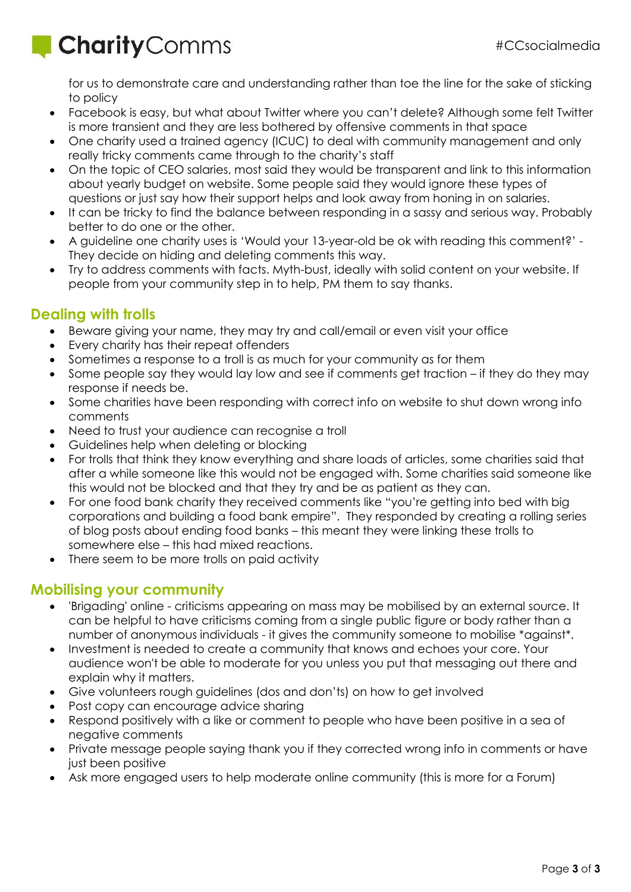for us to demonstrate care and understanding rather than toe the line for the sake of sticking to policy

- Facebook is easy, but what about Twitter where you can't delete? Although some felt Twitter is more transient and they are less bothered by offensive comments in that space
- One charity used a trained agency (ICUC) to deal with community management and only really tricky comments came through to the charity's staff
- On the topic of CEO salaries, most said they would be transparent and link to this information about yearly budget on website. Some people said they would ignore these types of questions or just say how their support helps and look away from honing in on salaries.
- It can be tricky to find the balance between responding in a sassy and serious way. Probably better to do one or the other.
- A guideline one charity uses is 'Would your 13-year-old be ok with reading this comment?' - They decide on hiding and deleting comments this way.
- Try to address comments with facts. Myth-bust, ideally with solid content on your website. If people from your community step in to help, PM them to say thanks.

## Dealing with trolls

- Beware giving your name, they may try and call/email or even visit your office
- Every charity has their repeat offenders
- Sometimes a response to a troll is as much for your community as for them
- Some people say they would lay low and see if comments get traction – if they do they may response if needs be.
- Some charities have been responding with correct info on website to shut down wrong info comments
- Need to trust your audience can recognise a troll
- Guidelines help when deleting or blocking
- For trolls that think they know everything and share loads of articles, some charities said that after a while someone like this would not be engaged with. Some charities said someone like this would not be blocked and that they try and be as patient as they can.
- For one food bank charity they received comments like "you're getting into bed with big corporations and building a food bank empire". They responded by creating a rolling series of blog posts about ending food banks – this meant they were linking these trolls to somewhere else – this had mixed reactions.
- There seem to be more trolls on paid activity

## Mobilising your community

- 'Brigading' online - criticisms appearing on mass may be mobilised by an external source. It can be helpful to have criticisms coming from a single public figure or body rather than a number of anonymous individuals - it gives the community someone to mobilise *against*.
- Investment is needed to create a community that knows and echoes your core. Your audience won't be able to moderate for you unless you put that messaging out there and explain why it matters.
- Give volunteers rough guidelines (dos and don'ts) on how to get involved
- Post copy can encourage advice sharing
- Respond positively with a like or comment to people who have been positive in a sea of negative comments
- Private message people saying thank you if they corrected wrong info in comments or have just been positive
- Ask more engaged users to help moderate online community (this is more for a Forum)